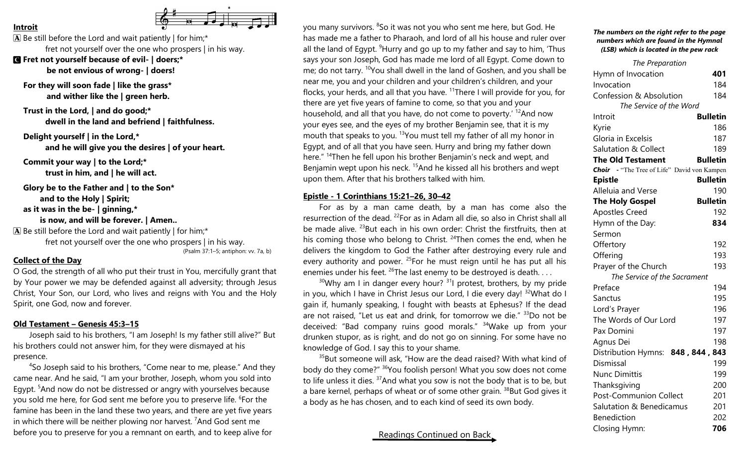## Introit

A Be still before the Lord and wait patiently | for him;*
fret not yourself over the one who prospers | in his way.

**C Fret not yourself because of evil- | doers;***
**be not envious of wrong- | doers!**

**For they will soon fade | like the grass***
**and wither like the | green herb.**

**Trust in the Lord, | and do good;***
**dwell in the land and befriend | faithfulness.**

**Delight yourself | in the Lord,***
**and he will give you the desires | of your heart.**

**Commit your way | to the Lord;***
**trust in him, and | he will act.**

**Glory be to the Father and | to the Son***
**and to the Holy | Spirit;**
**as it was in the be- | ginning,***
**is now, and will be forever. | Amen..**

A Be still before the Lord and wait patiently | for him;*
fret not yourself over the one who prospers | in his way.

(Psalm 37:1–5; antiphon: vv. 7a, b)

## Collect of the Day

O God, the strength of all who put their trust in You, mercifully grant that by Your power we may be defended against all adversity; through Jesus Christ, Your Son, our Lord, who lives and reigns with You and the Holy Spirit, one God, now and forever.

## Old Testament – Genesis 45:3–15

Joseph said to his brothers, "I am Joseph! Is my father still alive?" But his brothers could not answer him, for they were dismayed at his presence.

4So Joseph said to his brothers, "Come near to me, please." And they came near. And he said, "I am your brother, Joseph, whom you sold into Egypt. 5And now do not be distressed or angry with yourselves because you sold me here, for God sent me before you to preserve life. 6For the famine has been in the land these two years, and there are yet five years in which there will be neither plowing nor harvest. 7And God sent me before you to preserve for you a remnant on earth, and to keep alive for you many survivors. 8So it was not you who sent me here, but God. He has made me a father to Pharaoh, and lord of all his house and ruler over all the land of Egypt. 9Hurry and go up to my father and say to him, 'Thus says your son Joseph, God has made me lord of all Egypt. Come down to me; do not tarry. 10You shall dwell in the land of Goshen, and you shall be near me, you and your children and your children's children, and your flocks, your herds, and all that you have. 11There I will provide for you, for there are yet five years of famine to come, so that you and your household, and all that you have, do not come to poverty.' 12And now your eyes see, and the eyes of my brother Benjamin see, that it is my mouth that speaks to you. 13You must tell my father of all my honor in Egypt, and of all that you have seen. Hurry and bring my father down here." 14Then he fell upon his brother Benjamin's neck and wept, and Benjamin wept upon his neck. 15And he kissed all his brothers and wept upon them. After that his brothers talked with him.

## Epistle - 1 Corinthians 15:21–26, 30–42

For as by a man came death, by a man has come also the resurrection of the dead. 22For as in Adam all die, so also in Christ shall all be made alive. 23But each in his own order: Christ the firstfruits, then at his coming those who belong to Christ. 24Then comes the end, when he delivers the kingdom to God the Father after destroying every rule and every authority and power. 25For he must reign until he has put all his enemies under his feet. 26The last enemy to be destroyed is death. . . .

30Why am I in danger every hour? 31I protest, brothers, by my pride in you, which I have in Christ Jesus our Lord, I die every day! 32What do I gain if, humanly speaking, I fought with beasts at Ephesus? If the dead are not raised, "Let us eat and drink, for tomorrow we die." 33Do not be deceived: "Bad company ruins good morals." 34Wake up from your drunken stupor, as is right, and do not go on sinning. For some have no knowledge of God. I say this to your shame.

35But someone will ask, "How are the dead raised? With what kind of body do they come?" 36You foolish person! What you sow does not come to life unless it dies. 37And what you sow is not the body that is to be, but a bare kernel, perhaps of wheat or of some other grain. 38But God gives it a body as he has chosen, and to each kind of seed its own body.

Readings Continued on Back

***The numbers on the right refer to the page numbers which are found in the Hymnal (LSB) which is located in the pew rack***

| | |
|---|---|
| *The Preparation* | |
| Hymn of Invocation | **401** |
| Invocation | 184 |
| Confession & Absolution | 184 |
| *The Service of the Word* | |
| Introit | **Bulletin** |
| Kyrie | 186 |
| Gloria in Excelsis | 187 |
| Salutation & Collect | 189 |
| **The Old Testament** | **Bulletin** |
| ***Choir*** - "The Tree of Life" David von Kampen | |
| **Epistle** | **Bulletin** |
| Alleluia and Verse | 190 |
| **The Holy Gospel** | **Bulletin** |
| Apostles Creed | 192 |
| Hymn of the Day: | **834** |
| Sermon | |
| Offertory | 192 |
| Offering | 193 |
| Prayer of the Church | 193 |
| *The Service of the Sacrament* | |
| Preface | 194 |
| Sanctus | 195 |
| Lord's Prayer | 196 |
| The Words of Our Lord | 197 |
| Pax Domini | 197 |
| Agnus Dei | 198 |
| Distribution Hymns: | **848 , 844 , 843** |
| Dismissal | 199 |
| Nunc Dimittis | 199 |
| Thanksgiving | 200 |
| Post-Communion Collect | 201 |
| Salutation & Benedicamus | 201 |
| Benediction | 202 |
| Closing Hymn: | **706** |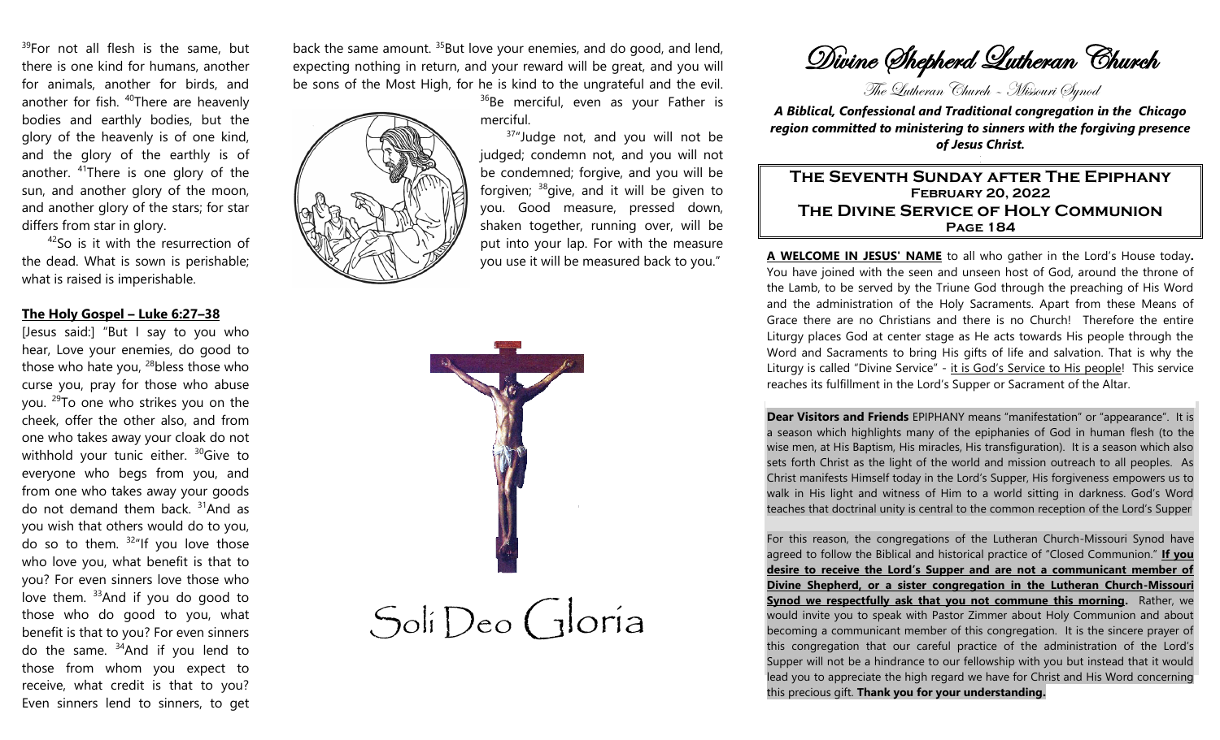[39]For not all flesh is the same, but there is one kind for humans, another for animals, another for birds, and another for fish. [40]There are heavenly bodies and earthly bodies, but the glory of the heavenly is of one kind, and the glory of the earthly is of another. [41]There is one glory of the sun, and another glory of the moon, and another glory of the stars; for star differs from star in glory.

[42]So is it with the resurrection of the dead. What is sown is perishable; what is raised is imperishable.

### The Holy Gospel – Luke 6:27–38

[Jesus said:] "But I say to you who hear, Love your enemies, do good to those who hate you, [28]bless those who curse you, pray for those who abuse you. [29]To one who strikes you on the cheek, offer the other also, and from one who takes away your cloak do not withhold your tunic either. [30]Give to everyone who begs from you, and from one who takes away your goods do not demand them back. [31]And as you wish that others would do to you, do so to them. [32]"If you love those who love you, what benefit is that to you? For even sinners love those who love them. [33]And if you do good to those who do good to you, what benefit is that to you? For even sinners do the same. [34]And if you lend to those from whom you expect to receive, what credit is that to you? Even sinners lend to sinners, to get back the same amount. [35]But love your enemies, and do good, and lend, expecting nothing in return, and your reward will be great, and you will be sons of the Most High, for he is kind to the ungrateful and the evil. [36]Be merciful, even as your Father is merciful.

[37]"Judge not, and you will not be judged; condemn not, and you will not be condemned; forgive, and you will be forgiven; [38]give, and it will be given to you. Good measure, pressed down, shaken together, running over, will be put into your lap. For with the measure you use it will be measured back to you."

Soli Deo Gloria

# Divine Shepherd Lutheran Church

The Lutheran Church ~ Missouri Synod

***A Biblical, Confessional and Traditional congregation in the Chicago region committed to ministering to sinners with the forgiving presence of Jesus Christ.***

## The Seventh Sunday after The Epiphany
**February 20, 2022**
## The Divine Service of Holy Communion
**Page 184**

**A WELCOME IN JESUS' NAME** to all who gather in the Lord's House today**.** You have joined with the seen and unseen host of God, around the throne of the Lamb, to be served by the Triune God through the preaching of His Word and the administration of the Holy Sacraments. Apart from these Means of Grace there are no Christians and there is no Church! Therefore the entire Liturgy places God at center stage as He acts towards His people through the Word and Sacraments to bring His gifts of life and salvation. That is why the Liturgy is called "Divine Service" - it is God's Service to His people! This service reaches its fulfillment in the Lord's Supper or Sacrament of the Altar.

**Dear Visitors and Friends** EPIPHANY means "manifestation" or "appearance". It is a season which highlights many of the epiphanies of God in human flesh (to the wise men, at His Baptism, His miracles, His transfiguration). It is a season which also sets forth Christ as the light of the world and mission outreach to all peoples. As Christ manifests Himself today in the Lord's Supper, His forgiveness empowers us to walk in His light and witness of Him to a world sitting in darkness. God's Word teaches that doctrinal unity is central to the common reception of the Lord's Supper

For this reason, the congregations of the Lutheran Church-Missouri Synod have agreed to follow the Biblical and historical practice of "Closed Communion." **If you desire to receive the Lord's Supper and are not a communicant member of Divine Shepherd, or a sister congregation in the Lutheran Church-Missouri Synod we respectfully ask that you not commune this morning.** Rather, we would invite you to speak with Pastor Zimmer about Holy Communion and about becoming a communicant member of this congregation. It is the sincere prayer of this congregation that our careful practice of the administration of the Lord's Supper will not be a hindrance to our fellowship with you but instead that it would lead you to appreciate the high regard we have for Christ and His Word concerning this precious gift. **Thank you for your understanding.**